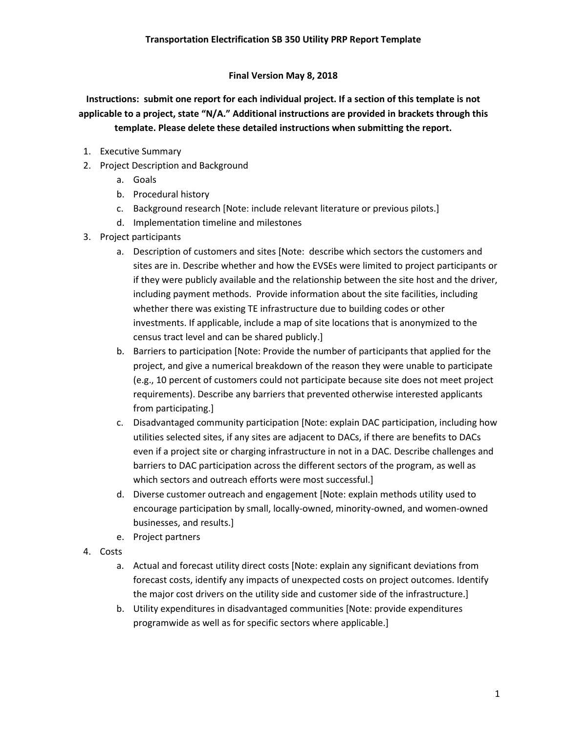**Transportation Electrification SB 350 Utility PRP Report Template**

**Final Version May 8, 2018**

**Instructions: submit one report for each individual project. If a section of this template is not applicable to a project, state "N/A." Additional instructions are provided in brackets through this template. Please delete these detailed instructions when submitting the report.**

1. Executive Summary
2. Project Description and Background
    a. Goals
    b. Procedural history
    c. Background research [Note: include relevant literature or previous pilots.]
    d. Implementation timeline and milestones
3. Project participants
    a. Description of customers and sites [Note: describe which sectors the customers and sites are in. Describe whether and how the EVSEs were limited to project participants or if they were publicly available and the relationship between the site host and the driver, including payment methods. Provide information about the site facilities, including whether there was existing TE infrastructure due to building codes or other investments. If applicable, include a map of site locations that is anonymized to the census tract level and can be shared publicly.]
    b. Barriers to participation [Note: Provide the number of participants that applied for the project, and give a numerical breakdown of the reason they were unable to participate (e.g., 10 percent of customers could not participate because site does not meet project requirements). Describe any barriers that prevented otherwise interested applicants from participating.]
    c. Disadvantaged community participation [Note: explain DAC participation, including how utilities selected sites, if any sites are adjacent to DACs, if there are benefits to DACs even if a project site or charging infrastructure in not in a DAC. Describe challenges and barriers to DAC participation across the different sectors of the program, as well as which sectors and outreach efforts were most successful.]
    d. Diverse customer outreach and engagement [Note: explain methods utility used to encourage participation by small, locally-owned, minority-owned, and women-owned businesses, and results.]
    e. Project partners
4. Costs
    a. Actual and forecast utility direct costs [Note: explain any significant deviations from forecast costs, identify any impacts of unexpected costs on project outcomes. Identify the major cost drivers on the utility side and customer side of the infrastructure.]
    b. Utility expenditures in disadvantaged communities [Note: provide expenditures programwide as well as for specific sectors where applicable.]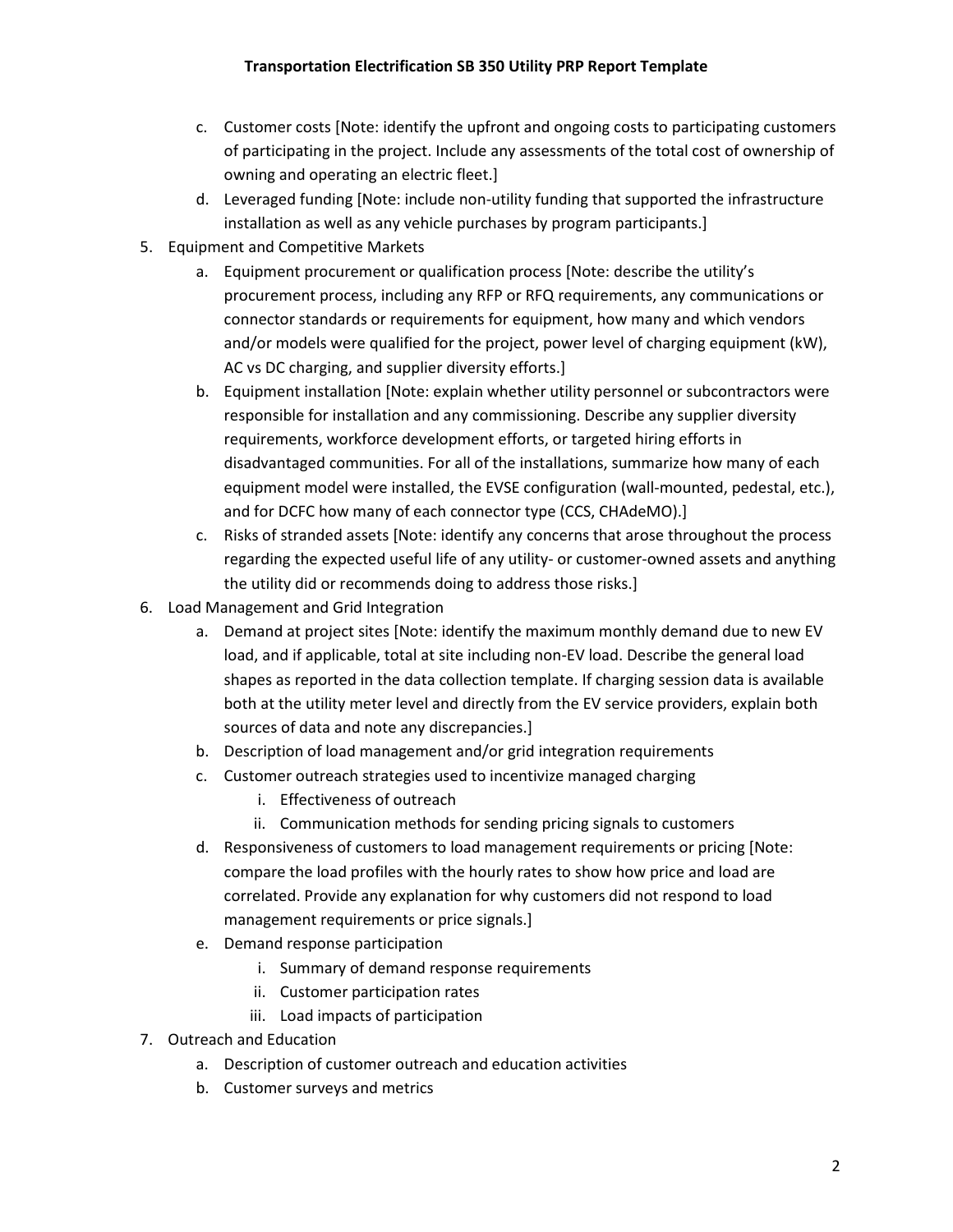c. Customer costs [Note: identify the upfront and ongoing costs to participating customers of participating in the project. Include any assessments of the total cost of ownership of owning and operating an electric fleet.]
   d. Leveraged funding [Note: include non-utility funding that supported the infrastructure installation as well as any vehicle purchases by program participants.]
5. Equipment and Competitive Markets
   a. Equipment procurement or qualification process [Note: describe the utility's procurement process, including any RFP or RFQ requirements, any communications or connector standards or requirements for equipment, how many and which vendors and/or models were qualified for the project, power level of charging equipment (kW), AC vs DC charging, and supplier diversity efforts.]
   b. Equipment installation [Note: explain whether utility personnel or subcontractors were responsible for installation and any commissioning. Describe any supplier diversity requirements, workforce development efforts, or targeted hiring efforts in disadvantaged communities. For all of the installations, summarize how many of each equipment model were installed, the EVSE configuration (wall-mounted, pedestal, etc.), and for DCFC how many of each connector type (CCS, CHAdeMO).]
   c. Risks of stranded assets [Note: identify any concerns that arose throughout the process regarding the expected useful life of any utility- or customer-owned assets and anything the utility did or recommends doing to address those risks.]
6. Load Management and Grid Integration
   a. Demand at project sites [Note: identify the maximum monthly demand due to new EV load, and if applicable, total at site including non-EV load. Describe the general load shapes as reported in the data collection template. If charging session data is available both at the utility meter level and directly from the EV service providers, explain both sources of data and note any discrepancies.]
   b. Description of load management and/or grid integration requirements
   c. Customer outreach strategies used to incentivize managed charging
      i. Effectiveness of outreach
      ii. Communication methods for sending pricing signals to customers
   d. Responsiveness of customers to load management requirements or pricing [Note: compare the load profiles with the hourly rates to show how price and load are correlated. Provide any explanation for why customers did not respond to load management requirements or price signals.]
   e. Demand response participation
      i. Summary of demand response requirements
      ii. Customer participation rates
      iii. Load impacts of participation
7. Outreach and Education
   a. Description of customer outreach and education activities
   b. Customer surveys and metrics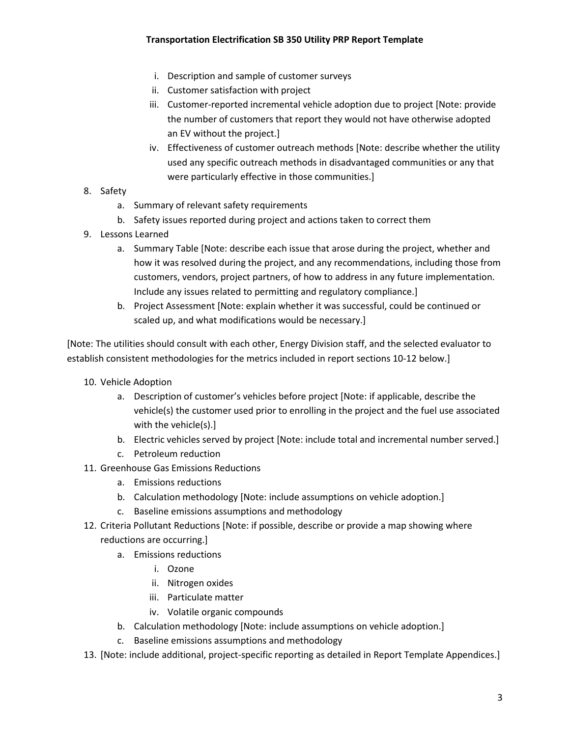i. Description and sample of customer surveys
   ii. Customer satisfaction with project
   iii. Customer-reported incremental vehicle adoption due to project [Note: provide the number of customers that report they would not have otherwise adopted an EV without the project.]
   iv. Effectiveness of customer outreach methods [Note: describe whether the utility used any specific outreach methods in disadvantaged communities or any that were particularly effective in those communities.]

8. Safety
   a. Summary of relevant safety requirements
   b. Safety issues reported during project and actions taken to correct them
9. Lessons Learned
   a. Summary Table [Note: describe each issue that arose during the project, whether and how it was resolved during the project, and any recommendations, including those from customers, vendors, project partners, of how to address in any future implementation. Include any issues related to permitting and regulatory compliance.]
   b. Project Assessment [Note: explain whether it was successful, could be continued or scaled up, and what modifications would be necessary.]

[Note: The utilities should consult with each other, Energy Division staff, and the selected evaluator to establish consistent methodologies for the metrics included in report sections 10-12 below.]

10. Vehicle Adoption
    a. Description of customer's vehicles before project [Note: if applicable, describe the vehicle(s) the customer used prior to enrolling in the project and the fuel use associated with the vehicle(s).]
    b. Electric vehicles served by project [Note: include total and incremental number served.]
    c. Petroleum reduction
11. Greenhouse Gas Emissions Reductions
    a. Emissions reductions
    b. Calculation methodology [Note: include assumptions on vehicle adoption.]
    c. Baseline emissions assumptions and methodology
12. Criteria Pollutant Reductions [Note: if possible, describe or provide a map showing where reductions are occurring.]
    a. Emissions reductions
       i. Ozone
       ii. Nitrogen oxides
       iii. Particulate matter
       iv. Volatile organic compounds
    b. Calculation methodology [Note: include assumptions on vehicle adoption.]
    c. Baseline emissions assumptions and methodology
13. [Note: include additional, project-specific reporting as detailed in Report Template Appendices.]